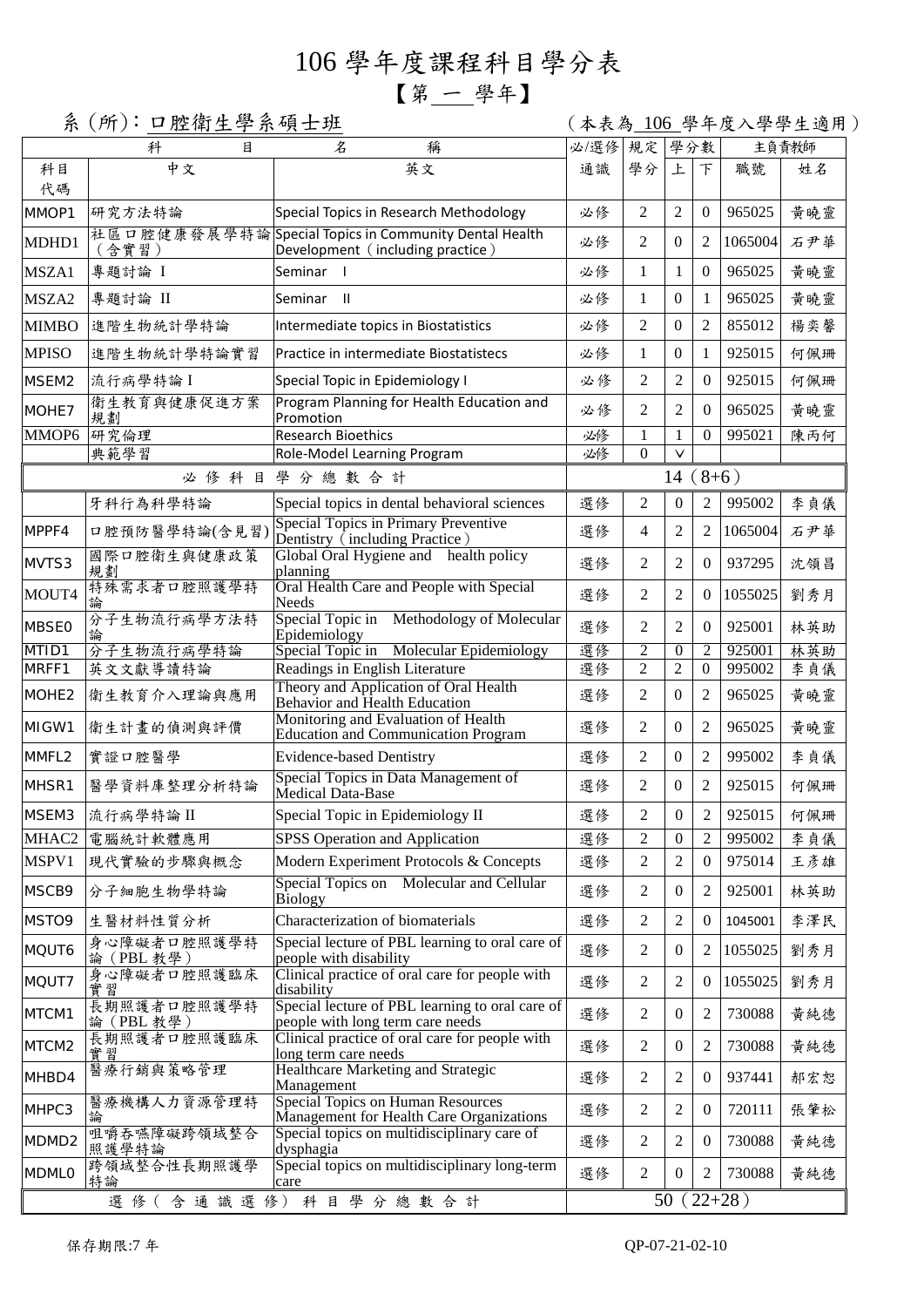# 106 學年度課程科目學分表

## 【第 一 學年】

系(所):口腔衛生學系碩士班　　　　(本表為 106 學年度入學學生適用)

| 科目代碼 | 中文 | 英文 | 必/選修通識 | 規定學分 | 學分數 上 | 學分數 下 | 主負責教師 職號 | 主負責教師 姓名 |
|---|---|---|---|---|---|---|---|---|
| MMOP1 | 研究方法特論 | Special Topics in Research Methodology | 必修 | 2 | 2 | 0 | 965025 | 黃曉靈 |
| MDHD1 | 社區口腔健康發展學特論(含實習) | Special Topics in Community Dental Health Development (including practice) | 必修 | 2 | 0 | 2 | 1065004 | 石尹華 |
| MSZA1 | 專題討論 I | Seminar I | 必修 | 1 | 1 | 0 | 965025 | 黃曉靈 |
| MSZA2 | 專題討論 II | Seminar II | 必修 | 1 | 0 | 1 | 965025 | 黃曉靈 |
| MIMBO | 進階生物統計學特論 | Intermediate topics in Biostatistics | 必修 | 2 | 0 | 2 | 855012 | 楊奕馨 |
| MPISO | 進階生物統計學特論實習 | Practice in intermediate Biostatistecs | 必修 | 1 | 0 | 1 | 925015 | 何佩珊 |
| MSEM2 | 流行病學特論 I | Special Topic in Epidemiology I | 必修 | 2 | 2 | 0 | 925015 | 何佩珊 |
| MOHE7 | 衛生教育與健康促進方案規劃 | Program Planning for Health Education and Promotion | 必修 | 2 | 2 | 0 | 965025 | 黃曉靈 |
| MMOP6 | 研究倫理 | Research Bioethics | 必修 | 1 | 1 | 0 | 995021 | 陳丙何 |
| | 典範學習 | Role-Model Learning Program | 必修 | 0 | V | | | |
| 必修科目學分總數合計 | | | 14 (8+6) | | | | | |
| | 牙科行為科學特論 | Special topics in dental behavioral sciences | 選修 | 2 | 0 | 2 | 995002 | 李貞儀 |
| MPPF4 | 口腔預防醫學特論(含見習) | Special Topics in Primary Preventive Dentistry (including Practice) | 選修 | 4 | 2 | 2 | 1065004 | 石尹華 |
| MVTS3 | 國際口腔衛生與健康政策規劃 | Global Oral Hygiene and health policy planning | 選修 | 2 | 2 | 0 | 937295 | 沈領昌 |
| MOUT4 | 特殊需求者口腔照護學特論 | Oral Health Care and People with Special Needs | 選修 | 2 | 2 | 0 | 1055025 | 劉秀月 |
| MBSE0 | 分子生物流行病學方法特論 | Special Topic in Methodology of Molecular Epidemiology | 選修 | 2 | 2 | 0 | 925001 | 林英助 |
| MTID1 | 分子生物流行病學特論 | Special Topic in Molecular Epidemiology | 選修 | 2 | 0 | 2 | 925001 | 林英助 |
| MRFF1 | 英文文獻導讀特論 | Readings in English Literature | 選修 | 2 | 2 | 0 | 995002 | 李貞儀 |
| MOHE2 | 衛生教育介入理論與應用 | Theory and Application of Oral Health Behavior and Health Education | 選修 | 2 | 0 | 2 | 965025 | 黃曉靈 |
| MIGW1 | 衛生計畫的偵測與評價 | Monitoring and Evaluation of Health Education and Communication Program | 選修 | 2 | 0 | 2 | 965025 | 黃曉靈 |
| MMFL2 | 實證口腔醫學 | Evidence-based Dentistry | 選修 | 2 | 0 | 2 | 995002 | 李貞儀 |
| MHSR1 | 醫學資料庫整理分析特論 | Special Topics in Data Management of Medical Data-Base | 選修 | 2 | 0 | 2 | 925015 | 何佩珊 |
| MSEM3 | 流行病學特論 II | Special Topic in Epidemiology II | 選修 | 2 | 0 | 2 | 925015 | 何佩珊 |
| MHAC2 | 電腦統計軟體應用 | SPSS Operation and Application | 選修 | 2 | 0 | 2 | 995002 | 李貞儀 |
| MSPV1 | 現代實驗的步驟與概念 | Modern Experiment Protocols & Concepts | 選修 | 2 | 2 | 0 | 975014 | 王彥雄 |
| MSCB9 | 分子細胞生物學特論 | Special Topics on Molecular and Cellular Biology | 選修 | 2 | 0 | 2 | 925001 | 林英助 |
| MSTO9 | 生醫材料性質分析 | Characterization of biomaterials | 選修 | 2 | 2 | 0 | 1045001 | 李澤民 |
| MQUT6 | 身心障礙者口腔照護學特論(PBL 教學) | Special lecture of PBL learning to oral care of people with disability | 選修 | 2 | 0 | 2 | 1055025 | 劉秀月 |
| MQUT7 | 身心障礙者口腔照護臨床實習 | Clinical practice of oral care for people with disability | 選修 | 2 | 2 | 0 | 1055025 | 劉秀月 |
| MTCM1 | 長期照護者口腔照護學特論(PBL 教學) | Special lecture of PBL learning to oral care of people with long term care needs | 選修 | 2 | 0 | 2 | 730088 | 黃純德 |
| MTCM2 | 長期照護者口腔照護臨床實習 | Clinical practice of oral care for people with long term care needs | 選修 | 2 | 0 | 2 | 730088 | 黃純德 |
| MHBD4 | 醫療行銷與策略管理 | Healthcare Marketing and Strategic Management | 選修 | 2 | 2 | 0 | 937441 | 郝宏恕 |
| MHPC3 | 醫療機構人力資源管理特論 | Special Topics on Human Resources Management for Health Care Organizations | 選修 | 2 | 2 | 0 | 720111 | 張肇松 |
| MDMD2 | 咀嚼吞嚥障礙跨領域整合照護學特論 | Special topics on multidisciplinary care of dysphagia | 選修 | 2 | 2 | 0 | 730088 | 黃純德 |
| MDML0 | 跨領域整合性長期照護學特論 | Special topics on multidisciplinary long-term care | 選修 | 2 | 0 | 2 | 730088 | 黃純德 |
| 選修(含通識選修)科目學分總數合計 | | | 50 (22+28) | | | | | |

保存期限:7 年　　　　QP-07-21-02-10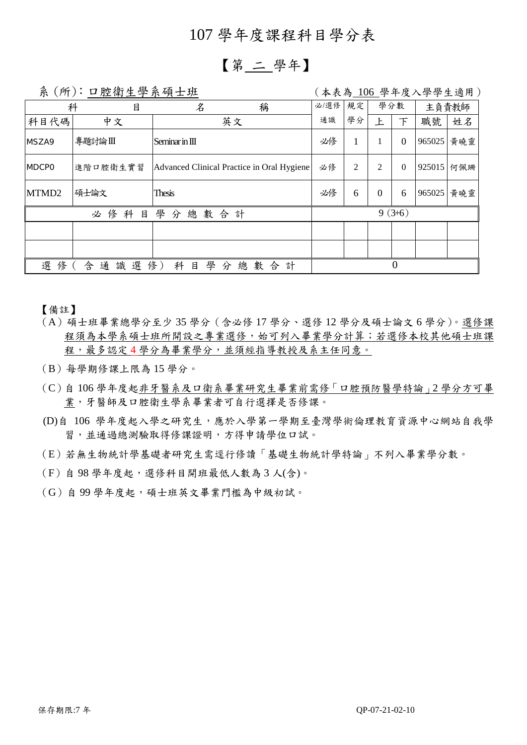# 107 學年度課程科目學分表

## 【第 二 學年】

系 (所)：口腔衛生學系碩士班　　　　　　　　　　(本表為 106 學年度入學學生適用)

| 科目代碼 | 中文 | 英文 | 必/選修 通識 | 規定 學分 | 學分數 上 | 學分數 下 | 主負責教師 職號 | 主負責教師 姓名 |
|---|---|---|---|---|---|---|---|---|
| MSZA9 | 專題討論Ⅲ | Seminar in Ⅲ | 必修 | 1 | 1 | 0 | 965025 | 黃曉靈 |
| MDCP0 | 進階口腔衛生實習 | Advanced Clinical Practice in Oral Hygiene | 必修 | 2 | 2 | 0 | 925015 | 何佩珊 |
| MTMD2 | 碩士論文 | Thesis | 必修 | 6 | 0 | 6 | 965025 | 黃曉靈 |
| 必修科目學分總數合計 | | | 9 (3+6) | | | | | |
| | | | | | | | | |
| | | | | | | | | |
| 選修(含通識選修)科目學分總數合計 | | | 0 | | | | | |

【備註】

(A) 碩士班畢業總學分至少 35 學分(含必修 17 學分、選修 12 學分及碩士論文 6 學分)。選修課程須為本學系碩士班所開設之專業選修，始可列入畢業學分計算；若選修本校其他碩士班課程，最多認定 4 學分為畢業學分，並須經指導教授及系主任同意。

(B) 每學期修課上限為 15 學分。

(C) 自 106 學年度起非牙醫系及口衛系畢業研究生畢業前需修「口腔預防醫學特論」2 學分方可畢業，牙醫師及口腔衛生學系畢業者可自行選擇是否修課。

(D) 自 106 學年度起入學之研究生，應於入學第一學期至臺灣學術倫理教育資源中心網站自我學習，並通過總測驗取得修課證明，方得申請學位口試。

(E) 若無生物統計學基礎者研究生需逕行修讀「基礎生物統計學特論」不列入畢業學分數。

(F) 自 98 學年度起，選修科目開班最低人數為 3 人(含)。

(G) 自 99 學年度起，碩士班英文畢業門檻為中級初試。

保存期限:7 年　　　　　　　　　　QP-07-21-02-10